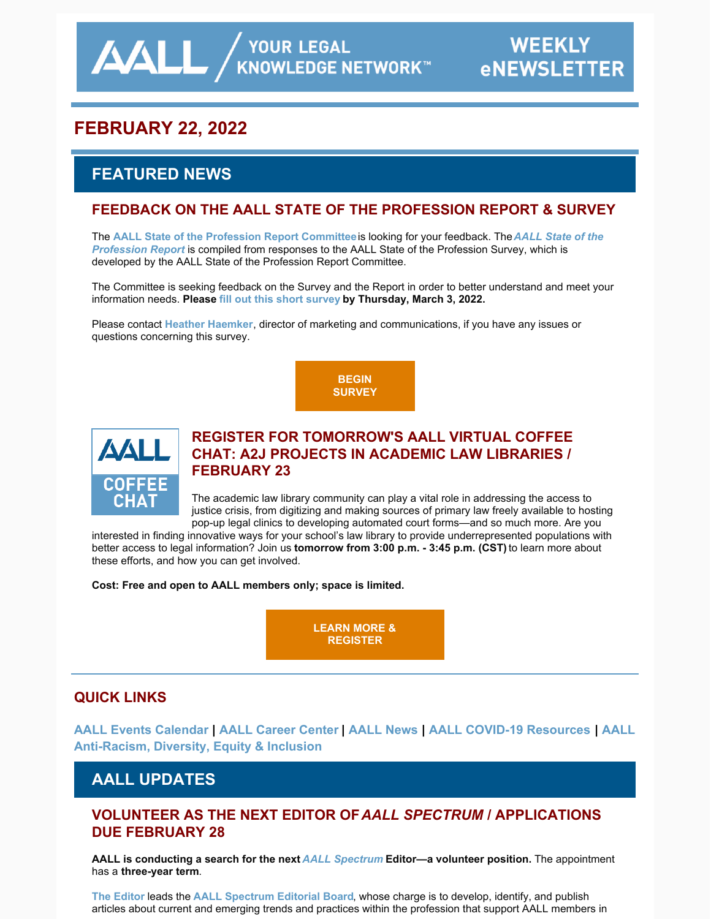AALL / YOUR LEGAL KNOWLEDGE NETWORK™ WEEKLY eNEWSLETTER

## FEBRUARY 22, 2022

# FEATURED NEWS

### FEEDBACK ON THE AALL STATE OF THE PROFESSION REPORT & SURVEY

The **AALL State of the Profession Report Committee** is looking for your feedback. The ***AALL State of the Profession Report*** is compiled from responses to the AALL State of the Profession Survey, which is developed by the AALL State of the Profession Report Committee.

The Committee is seeking feedback on the Survey and the Report in order to better understand and meet your information needs. **Please fill out this short survey by Thursday, March 3, 2022.**

Please contact **Heather Haemker**, director of marketing and communications, if you have any issues or questions concerning this survey.

**BEGIN SURVEY**

### REGISTER FOR TOMORROW'S AALL VIRTUAL COFFEE CHAT: A2J PROJECTS IN ACADEMIC LAW LIBRARIES / FEBRUARY 23

The academic law library community can play a vital role in addressing the access to justice crisis, from digitizing and making sources of primary law freely available to hosting pop-up legal clinics to developing automated court forms—and so much more. Are you interested in finding innovative ways for your school's law library to provide underrepresented populations with better access to legal information? Join us **tomorrow from 3:00 p.m. - 3:45 p.m. (CST)** to learn more about these efforts, and how you can get involved.

**Cost: Free and open to AALL members only; space is limited.**

**LEARN MORE & REGISTER**

## QUICK LINKS

**AALL Events Calendar** | **AALL Career Center** | **AALL News** | **AALL COVID-19 Resources** | **AALL Anti-Racism, Diversity, Equity & Inclusion**

# AALL UPDATES

### VOLUNTEER AS THE NEXT EDITOR OF *AALL SPECTRUM* / APPLICATIONS DUE FEBRUARY 28

**AALL is conducting a search for the next *AALL Spectrum* Editor—a volunteer position.** The appointment has a **three-year term**.

**The Editor** leads the **AALL Spectrum Editorial Board**, whose charge is to develop, identify, and publish articles about current and emerging trends and practices within the profession that support AALL members in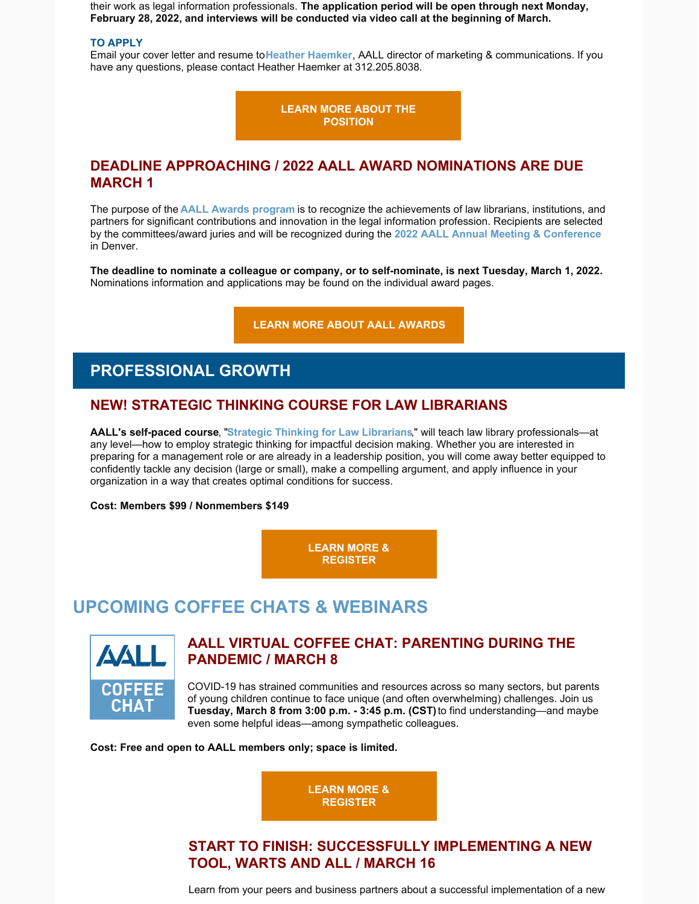their work as legal information professionals. **The application period will be open through next Monday, February 28, 2022, and interviews will be conducted via video call at the beginning of March.**

**TO APPLY**

Email your cover letter and resume to **Heather Haemker**, AALL director of marketing & communications. If you have any questions, please contact Heather Haemker at 312.205.8038.

**LEARN MORE ABOUT THE POSITION**

## DEADLINE APPROACHING / 2022 AALL AWARD NOMINATIONS ARE DUE MARCH 1

The purpose of the **AALL Awards program** is to recognize the achievements of law librarians, institutions, and partners for significant contributions and innovation in the legal information profession. Recipients are selected by the committees/award juries and will be recognized during the **2022 AALL Annual Meeting & Conference** in Denver.

**The deadline to nominate a colleague or company, or to self-nominate, is next Tuesday, March 1, 2022.** Nominations information and applications may be found on the individual award pages.

**LEARN MORE ABOUT AALL AWARDS**

# PROFESSIONAL GROWTH

## NEW! STRATEGIC THINKING COURSE FOR LAW LIBRARIANS

**AALL's self-paced course**, "**Strategic Thinking for Law Librarians**," will teach law library professionals—at any level—how to employ strategic thinking for impactful decision making. Whether you are interested in preparing for a management role or are already in a leadership position, you will come away better equipped to confidently tackle any decision (large or small), make a compelling argument, and apply influence in your organization in a way that creates optimal conditions for success.

**Cost: Members $99 / Nonmembers $149**

**LEARN MORE & REGISTER**

# UPCOMING COFFEE CHATS & WEBINARS

AALL COFFEE CHAT

## AALL VIRTUAL COFFEE CHAT: PARENTING DURING THE PANDEMIC / MARCH 8

COVID-19 has strained communities and resources across so many sectors, but parents of young children continue to face unique (and often overwhelming) challenges. Join us **Tuesday, March 8 from 3:00 p.m. - 3:45 p.m. (CST)** to find understanding—and maybe even some helpful ideas—among sympathetic colleagues.

**Cost: Free and open to AALL members only; space is limited.**

**LEARN MORE & REGISTER**

## START TO FINISH: SUCCESSFULLY IMPLEMENTING A NEW TOOL, WARTS AND ALL / MARCH 16

Learn from your peers and business partners about a successful implementation of a new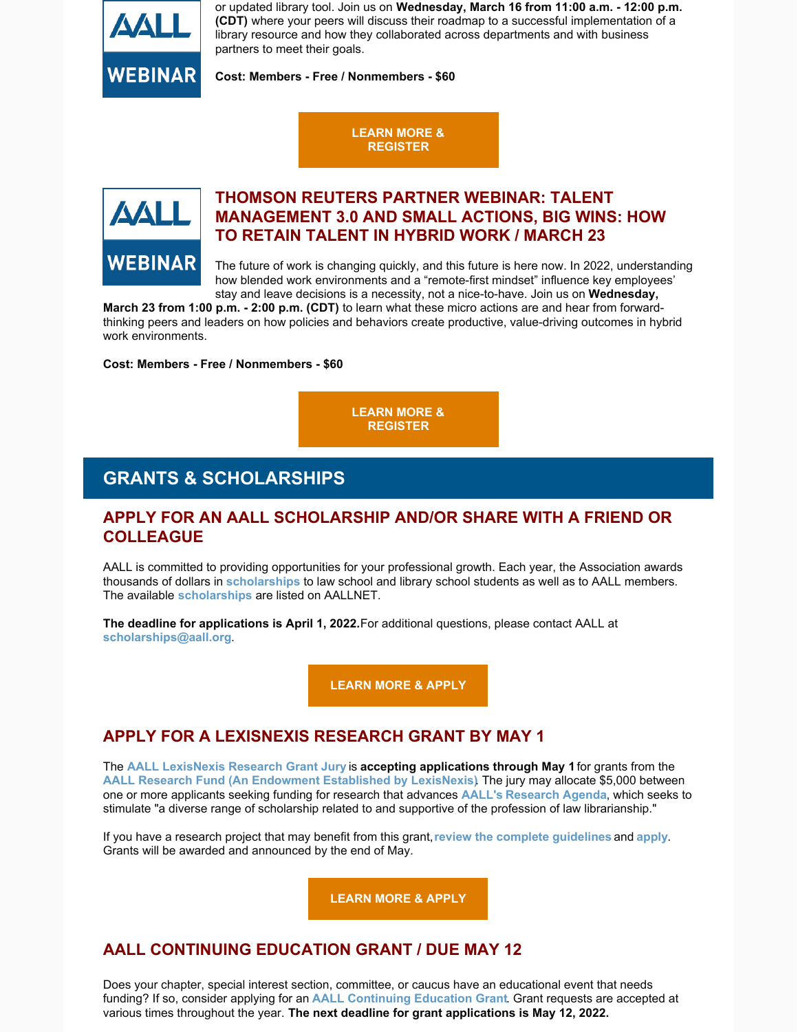or updated library tool. Join us on **Wednesday, March 16 from 11:00 a.m. - 12:00 p.m. (CDT)** where your peers will discuss their roadmap to a successful implementation of a library resource and how they collaborated across departments and with business partners to meet their goals.

**Cost: Members - Free / Nonmembers - $60**

**LEARN MORE & REGISTER**

### THOMSON REUTERS PARTNER WEBINAR: TALENT MANAGEMENT 3.0 AND SMALL ACTIONS, BIG WINS: HOW TO RETAIN TALENT IN HYBRID WORK / MARCH 23

The future of work is changing quickly, and this future is here now. In 2022, understanding how blended work environments and a "remote-first mindset" influence key employees' stay and leave decisions is a necessity, not a nice-to-have. Join us on **Wednesday, March 23 from 1:00 p.m. - 2:00 p.m. (CDT)** to learn what these micro actions are and hear from forward-thinking peers and leaders on how policies and behaviors create productive, value-driving outcomes in hybrid work environments.

**Cost: Members - Free / Nonmembers - $60**

**LEARN MORE & REGISTER**

## GRANTS & SCHOLARSHIPS

### APPLY FOR AN AALL SCHOLARSHIP AND/OR SHARE WITH A FRIEND OR COLLEAGUE

AALL is committed to providing opportunities for your professional growth. Each year, the Association awards thousands of dollars in **scholarships** to law school and library school students as well as to AALL members. The available **scholarships** are listed on AALLNET.

**The deadline for applications is April 1, 2022.** For additional questions, please contact AALL at **scholarships@aall.org**.

**LEARN MORE & APPLY**

### APPLY FOR A LEXISNEXIS RESEARCH GRANT BY MAY 1

The **AALL LexisNexis Research Grant Jury** is **accepting applications through May 1** for grants from the **AALL Research Fund (An Endowment Established by LexisNexis)**. The jury may allocate $5,000 between one or more applicants seeking funding for research that advances **AALL's Research Agenda**, which seeks to stimulate "a diverse range of scholarship related to and supportive of the profession of law librarianship."

If you have a research project that may benefit from this grant, **review the complete guidelines** and **apply**. Grants will be awarded and announced by the end of May.

**LEARN MORE & APPLY**

### AALL CONTINUING EDUCATION GRANT / DUE MAY 12

Does your chapter, special interest section, committee, or caucus have an educational event that needs funding? If so, consider applying for an **AALL Continuing Education Grant**. Grant requests are accepted at various times throughout the year. **The next deadline for grant applications is May 12, 2022.**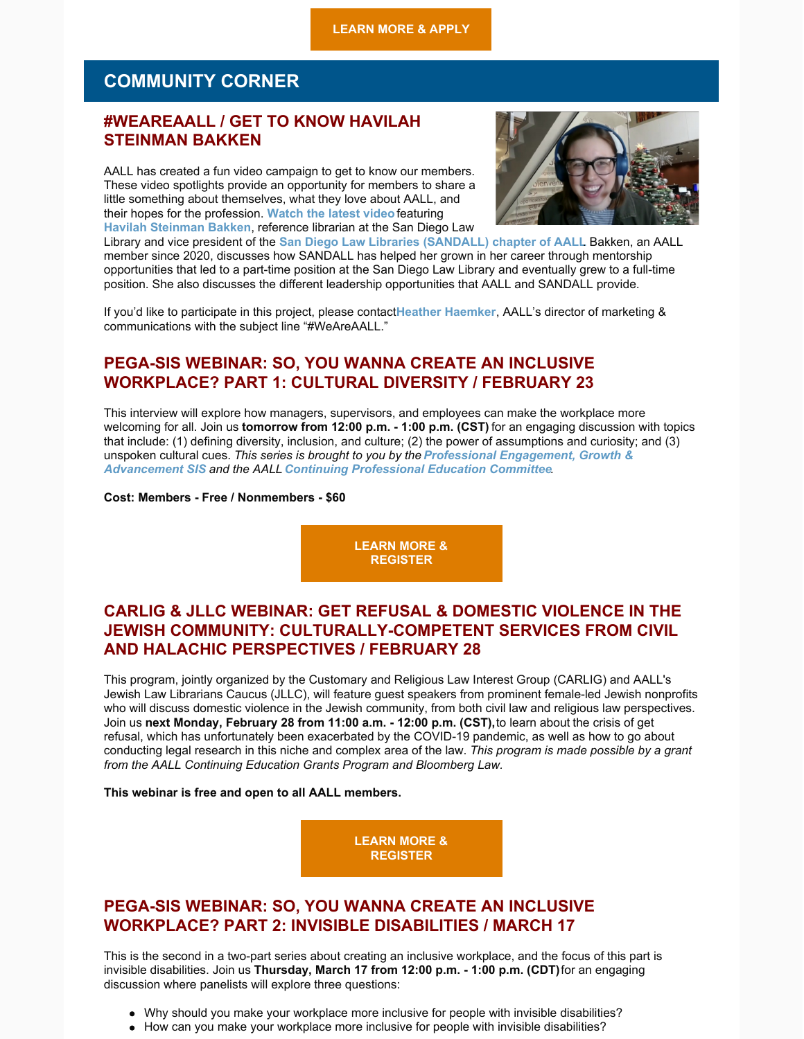**LEARN MORE & APPLY**

## COMMUNITY CORNER

### #WEAREAALL / GET TO KNOW HAVILAH STEINMAN BAKKEN

AALL has created a fun video campaign to get to know our members. These video spotlights provide an opportunity for members to share a little something about themselves, what they love about AALL, and their hopes for the profession. **Watch the latest video** featuring **Havilah Steinman Bakken**, reference librarian at the San Diego Law Library and vice president of the **San Diego Law Libraries (SANDALL) chapter of AALL**. Bakken, an AALL member since 2020, discusses how SANDALL has helped her grown in her career through mentorship opportunities that led to a part-time position at the San Diego Law Library and eventually grew to a full-time position. She also discusses the different leadership opportunities that AALL and SANDALL provide.

If you'd like to participate in this project, please contact **Heather Haemker**, AALL's director of marketing & communications with the subject line "#WeAreAALL."

### PEGA-SIS WEBINAR: SO, YOU WANNA CREATE AN INCLUSIVE WORKPLACE? PART 1: CULTURAL DIVERSITY / FEBRUARY 23

This interview will explore how managers, supervisors, and employees can make the workplace more welcoming for all. Join us **tomorrow from 12:00 p.m. - 1:00 p.m. (CST)** for an engaging discussion with topics that include: (1) defining diversity, inclusion, and culture; (2) the power of assumptions and curiosity; and (3) unspoken cultural cues. *This series is brought to you by the **Professional Engagement, Growth & Advancement SIS** and the AALL **Continuing Professional Education Committee**.*

**Cost: Members - Free / Nonmembers - $60**

**LEARN MORE & REGISTER**

### CARLIG & JLLC WEBINAR: GET REFUSAL & DOMESTIC VIOLENCE IN THE JEWISH COMMUNITY: CULTURALLY-COMPETENT SERVICES FROM CIVIL AND HALACHIC PERSPECTIVES / FEBRUARY 28

This program, jointly organized by the Customary and Religious Law Interest Group (CARLIG) and AALL's Jewish Law Librarians Caucus (JLLC), will feature guest speakers from prominent female-led Jewish nonprofits who will discuss domestic violence in the Jewish community, from both civil law and religious law perspectives. Join us **next Monday, February 28 from 11:00 a.m. - 12:00 p.m. (CST),** to learn about the crisis of get refusal, which has unfortunately been exacerbated by the COVID-19 pandemic, as well as how to go about conducting legal research in this niche and complex area of the law. *This program is made possible by a grant from the AALL Continuing Education Grants Program and Bloomberg Law.*

**This webinar is free and open to all AALL members.**

**LEARN MORE & REGISTER**

### PEGA-SIS WEBINAR: SO, YOU WANNA CREATE AN INCLUSIVE WORKPLACE? PART 2: INVISIBLE DISABILITIES / MARCH 17

This is the second in a two-part series about creating an inclusive workplace, and the focus of this part is invisible disabilities. Join us **Thursday, March 17 from 12:00 p.m. - 1:00 p.m. (CDT)** for an engaging discussion where panelists will explore three questions:

- Why should you make your workplace more inclusive for people with invisible disabilities?
- How can you make your workplace more inclusive for people with invisible disabilities?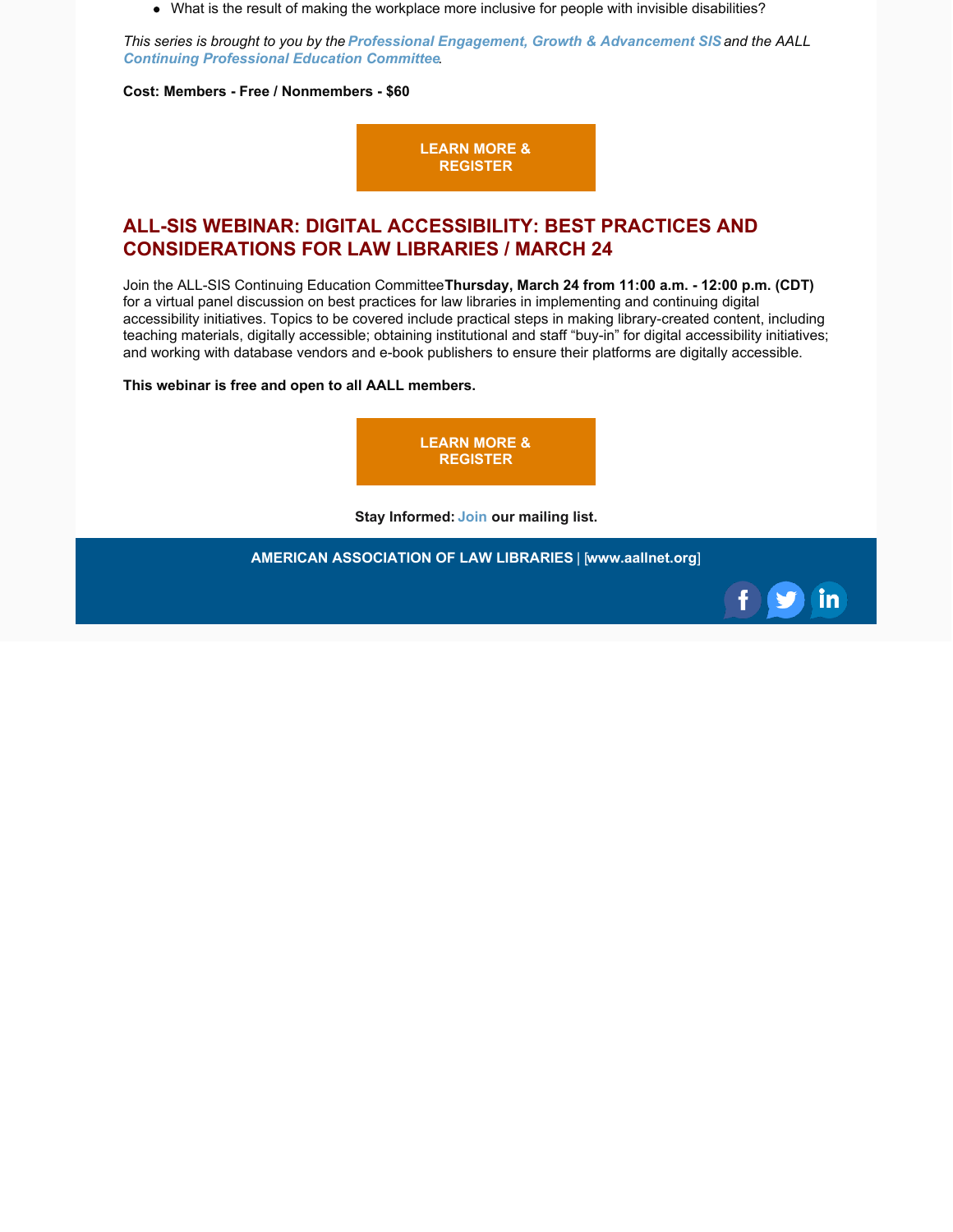- What is the result of making the workplace more inclusive for people with invisible disabilities?

*This series is brought to you by the* ***Professional Engagement, Growth & Advancement SIS*** *and the AALL* ***Continuing Professional Education Committee****.*

**Cost: Members - Free / Nonmembers - $60**

**LEARN MORE & REGISTER**

## ALL-SIS WEBINAR: DIGITAL ACCESSIBILITY: BEST PRACTICES AND CONSIDERATIONS FOR LAW LIBRARIES / MARCH 24

Join the ALL-SIS Continuing Education Committee **Thursday, March 24 from 11:00 a.m. - 12:00 p.m. (CDT)** for a virtual panel discussion on best practices for law libraries in implementing and continuing digital accessibility initiatives. Topics to be covered include practical steps in making library-created content, including teaching materials, digitally accessible; obtaining institutional and staff "buy-in" for digital accessibility initiatives; and working with database vendors and e-book publishers to ensure their platforms are digitally accessible.

**This webinar is free and open to all AALL members.**

**LEARN MORE & REGISTER**

**Stay Informed: Join our mailing list.**

**AMERICAN ASSOCIATION OF LAW LIBRARIES | [www.aallnet.org]**